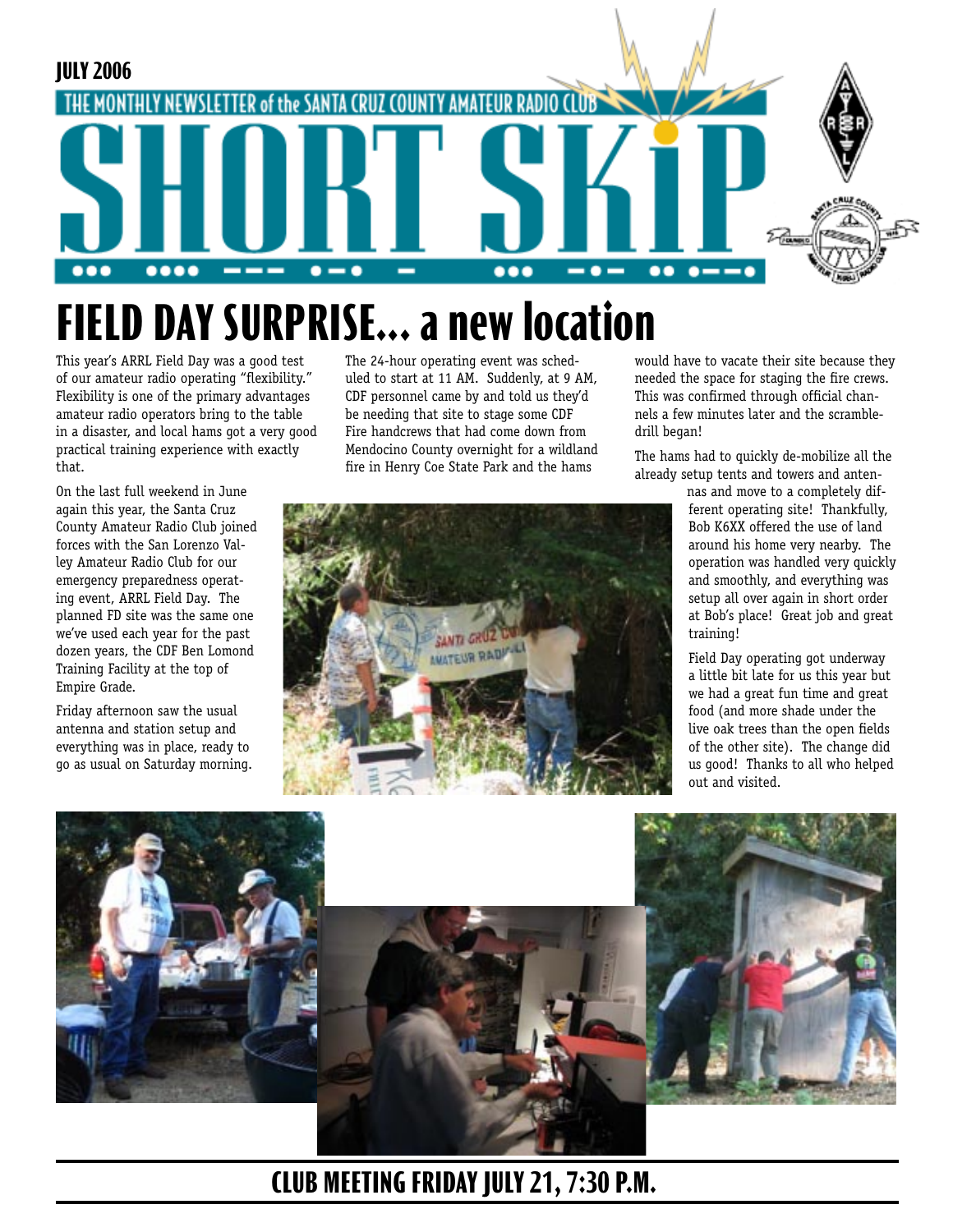JULY 2006

THE MONTHLY NEWSLETTER of the SANTA CRUZ COUNTY AMATEUR RADIO CLUB

# SHORT SKiP

## FIELD DAY SURPRISE... a new location

This year's ARRL Field Day was a good test of our amateur radio operating "flexibility." Flexibility is one of the primary advantages amateur radio operators bring to the table in a disaster, and local hams got a very good practical training experience with exactly that.

On the last full weekend in June again this year, the Santa Cruz County Amateur Radio Club joined forces with the San Lorenzo Valley Amateur Radio Club for our emergency preparedness operating event, ARRL Field Day. The planned FD site was the same one we've used each year for the past dozen years, the CDF Ben Lomond Training Facility at the top of Empire Grade.

Friday afternoon saw the usual antenna and station setup and everything was in place, ready to go as usual on Saturday morning.

The 24-hour operating event was scheduled to start at 11 AM. Suddenly, at 9 AM, CDF personnel came by and told us they'd be needing that site to stage some CDF Fire handcrews that had come down from Mendocino County overnight for a wildland fire in Henry Coe State Park and the hams would have to vacate their site because they needed the space for staging the fire crews. This was confirmed through official channels a few minutes later and the scramble-drill began!

The hams had to quickly de-mobilize all the already setup tents and towers and antennas and move to a completely different operating site! Thankfully, Bob K6XX offered the use of land around his home very nearby. The operation was handled very quickly and smoothly, and everything was setup all over again in short order at Bob's place! Great job and great training!

Field Day operating got underway a little bit late for us this year but we had a great fun time and great food (and more shade under the live oak trees than the open fields of the other site). The change did us good! Thanks to all who helped out and visited.

**CLUB MEETING FRIDAY JULY 21, 7:30 P.M.**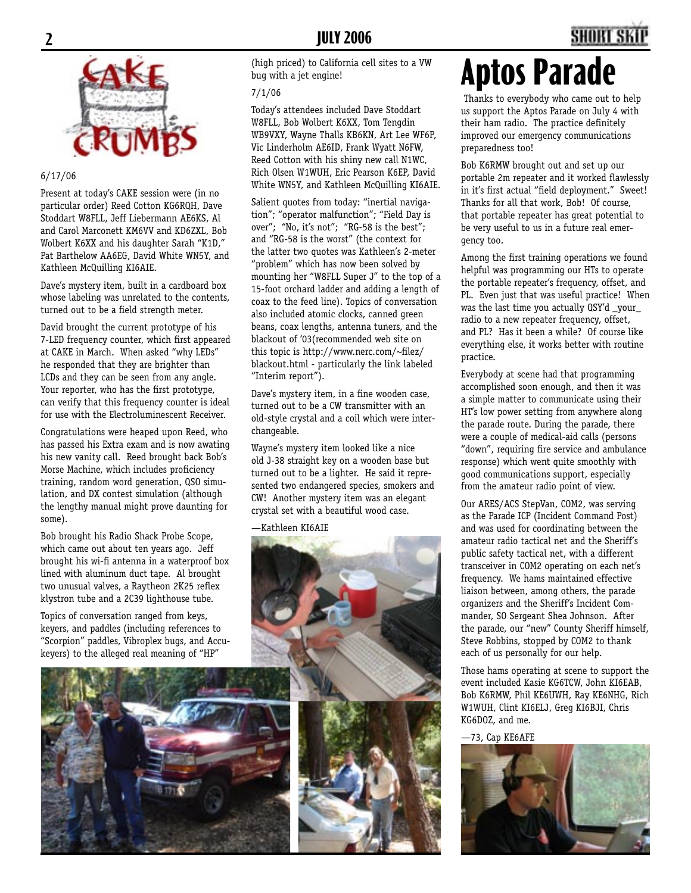6/17/06

Present at today's CAKE session were (in no particular order) Reed Cotton KG6RQH, Dave Stoddart W8FLL, Jeff Liebermann AE6KS, Al and Carol Marconett KM6VV and KD6ZXL, Bob Wolbert K6XX and his daughter Sarah "K1D," Pat Barthelow AA6EG, David White WN5Y, and Kathleen McQuilling KI6AIE.

Dave's mystery item, built in a cardboard box whose labeling was unrelated to the contents, turned out to be a field strength meter.

David brought the current prototype of his 7-LED frequency counter, which first appeared at CAKE in March. When asked "why LEDs" he responded that they are brighter than LCDs and they can be seen from any angle. Your reporter, who has the first prototype, can verify that this frequency counter is ideal for use with the Electroluminescent Receiver.

Congratulations were heaped upon Reed, who has passed his Extra exam and is now awating his new vanity call. Reed brought back Bob's Morse Machine, which includes proficiency training, random word generation, QSO simulation, and DX contest simulation (although the lengthy manual might prove daunting for some).

Bob brought his Radio Shack Probe Scope, which came out about ten years ago. Jeff brought his wi-fi antenna in a waterproof box lined with aluminum duct tape. Al brought two unusual valves, a Raytheon 2K25 reflex klystron tube and a 2C39 lighthouse tube.

Topics of conversation ranged from keys, keyers, and paddles (including references to "Scorpion" paddles, Vibroplex bugs, and Accukeyers) to the alleged real meaning of "HP" (high priced) to California cell sites to a VW bug with a jet engine!

7/1/06

Today's attendees included Dave Stoddart W8FLL, Bob Wolbert K6XX, Tom Tengdin WB9VXY, Wayne Thalls KB6KN, Art Lee WF6P, Vic Linderholm AE6ID, Frank Wyatt N6FW, Reed Cotton with his shiny new call N1WC, Rich Olsen W1WUH, Eric Pearson K6EP, David White WN5Y, and Kathleen McQuilling KI6AIE.

Salient quotes from today: "inertial navigation"; "operator malfunction"; "Field Day is over"; "No, it's not"; "RG-58 is the best"; and "RG-58 is the worst" (the context for the latter two quotes was Kathleen's 2-meter "problem" which has now been solved by mounting her "W8FLL Super J" to the top of a 15-foot orchard ladder and adding a length of coax to the feed line). Topics of conversation also included atomic clocks, canned green beans, coax lengths, antenna tuners, and the blackout of '03(recommended web site on this topic is http://www.nerc.com/~filez/blackout.html - particularly the link labeled "Interim report").

Dave's mystery item, in a fine wooden case, turned out to be a CW transmitter with an old-style crystal and a coil which were interchangeable.

Wayne's mystery item looked like a nice old J-38 straight key on a wooden base but turned out to be a lighter. He said it represented two endangered species, smokers and CW! Another mystery item was an elegant crystal set with a beautiful wood case.

—Kathleen KI6AIE

# Aptos Parade

Thanks to everybody who came out to help us support the Aptos Parade on July 4 with their ham radio. The practice definitely improved our emergency communications preparedness too!

Bob K6RMW brought out and set up our portable 2m repeater and it worked flawlessly in it's first actual "field deployment." Sweet! Thanks for all that work, Bob! Of course, that portable repeater has great potential to be very useful to us in a future real emergency too.

Among the first training operations we found helpful was programming our HTs to operate the portable repeater's frequency, offset, and PL. Even just that was useful practice! When was the last time you actually QSY'd _your_ radio to a new repeater frequency, offset, and PL? Has it been a while? Of course like everything else, it works better with routine practice.

Everybody at scene had that programming accomplished soon enough, and then it was a simple matter to communicate using their HT's low power setting from anywhere along the parade route. During the parade, there were a couple of medical-aid calls (persons "down", requiring fire service and ambulance response) which went quite smoothly with good communications support, especially from the amateur radio point of view.

Our ARES/ACS StepVan, COM2, was serving as the Parade ICP (Incident Command Post) and was used for coordinating between the amateur radio tactical net and the Sheriff's public safety tactical net, with a different transceiver in COM2 operating on each net's frequency. We hams maintained effective liaison between, among others, the parade organizers and the Sheriff's Incident Commander, SO Sergeant Shea Johnson. After the parade, our "new" County Sheriff himself, Steve Robbins, stopped by COM2 to thank each of us personally for our help.

Those hams operating at scene to support the event included Kasie KG6TCW, John KI6EAB, Bob K6RMW, Phil KE6UWH, Ray KE6NHG, Rich W1WUH, Clint KI6ELJ, Greg KI6BJI, Chris KG6DOZ, and me.

—73, Cap KE6AFE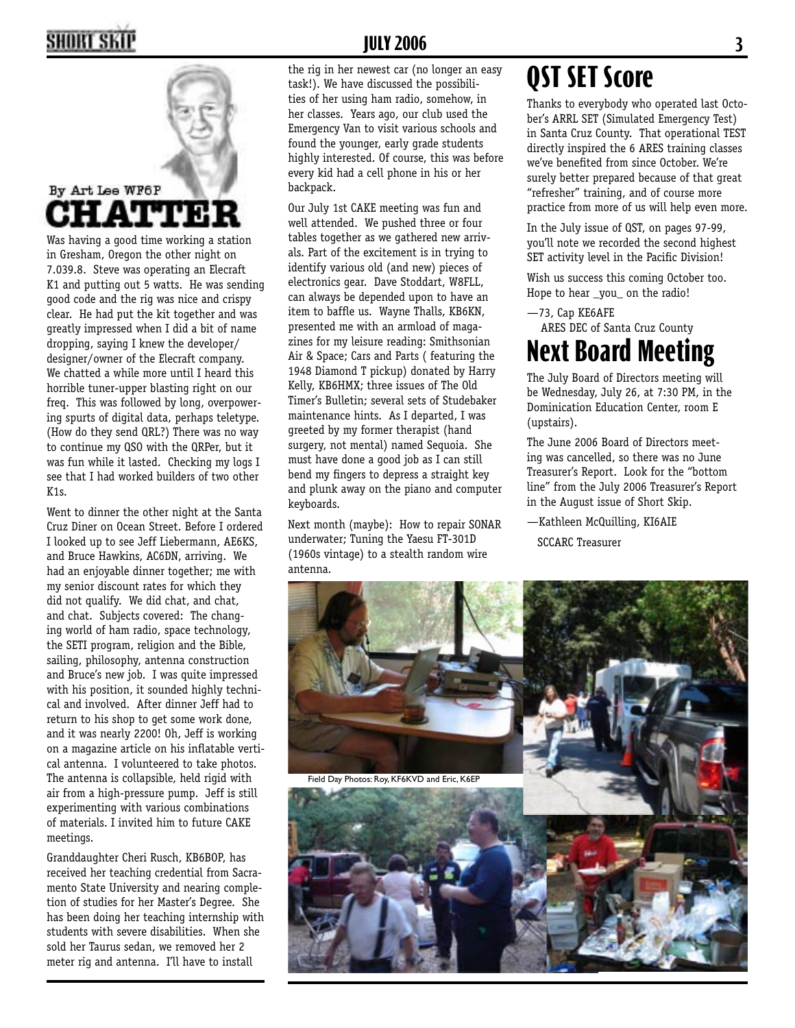# CHATTER

By Art Lee WF6P

Was having a good time working a station in Gresham, Oregon the other night on 7.039.8. Steve was operating an Elecraft K1 and putting out 5 watts. He was sending good code and the rig was nice and crispy clear. He had put the kit together and was greatly impressed when I did a bit of name dropping, saying I knew the developer/designer/owner of the Elecraft company. We chatted a while more until I heard this horrible tuner-upper blasting right on our freq. This was followed by long, overpowering spurts of digital data, perhaps teletype. (How do they send QRL?) There was no way to continue my QSO with the QRPer, but it was fun while it lasted. Checking my logs I see that I had worked builders of two other K1s.

Went to dinner the other night at the Santa Cruz Diner on Ocean Street. Before I ordered I looked up to see Jeff Liebermann, AE6KS, and Bruce Hawkins, AC6DN, arriving. We had an enjoyable dinner together; me with my senior discount rates for which they did not qualify. We did chat, and chat, and chat. Subjects covered: The changing world of ham radio, space technology, the SETI program, religion and the Bible, sailing, philosophy, antenna construction and Bruce's new job. I was quite impressed with his position, it sounded highly technical and involved. After dinner Jeff had to return to his shop to get some work done, and it was nearly 2200! Oh, Jeff is working on a magazine article on his inflatable vertical antenna. I volunteered to take photos. The antenna is collapsible, held rigid with air from a high-pressure pump. Jeff is still experimenting with various combinations of materials. I invited him to future CAKE meetings.

Granddaughter Cheri Rusch, KB6BOP, has received her teaching credential from Sacramento State University and nearing completion of studies for her Master's Degree. She has been doing her teaching internship with students with severe disabilities. When she sold her Taurus sedan, we removed her 2 meter rig and antenna. I'll have to install the rig in her newest car (no longer an easy task!). We have discussed the possibilities of her using ham radio, somehow, in her classes. Years ago, our club used the Emergency Van to visit various schools and found the younger, early grade students highly interested. Of course, this was before every kid had a cell phone in his or her backpack.

Our July 1st CAKE meeting was fun and well attended. We pushed three or four tables together as we gathered new arrivals. Part of the excitement is in trying to identify various old (and new) pieces of electronics gear. Dave Stoddart, W8FLL, can always be depended upon to have an item to baffle us. Wayne Thalls, KB6KN, presented me with an armload of magazines for my leisure reading: Smithsonian Air & Space; Cars and Parts ( featuring the 1948 Diamond T pickup) donated by Harry Kelly, KB6HMX; three issues of The Old Timer's Bulletin; several sets of Studebaker maintenance hints. As I departed, I was greeted by my former therapist (hand surgery, not mental) named Sequoia. She must have done a good job as I can still bend my fingers to depress a straight key and plunk away on the piano and computer keyboards.

Next month (maybe): How to repair SONAR underwater; Tuning the Yaesu FT-301D (1960s vintage) to a stealth random wire antenna.

# QST SET Score

Thanks to everybody who operated last October's ARRL SET (Simulated Emergency Test) in Santa Cruz County. That operational TEST directly inspired the 6 ARES training classes we've benefited from since October. We're surely better prepared because of that great "refresher" training, and of course more practice from more of us will help even more.

In the July issue of QST, on pages 97-99, you'll note we recorded the second highest SET activity level in the Pacific Division!

Wish us success this coming October too. Hope to hear _you_ on the radio!

—73, Cap KE6AFE
ARES DEC of Santa Cruz County

# Next Board Meeting

The July Board of Directors meeting will be Wednesday, July 26, at 7:30 PM, in the Dominication Education Center, room E (upstairs).

The June 2006 Board of Directors meeting was cancelled, so there was no June Treasurer's Report. Look for the "bottom line" from the July 2006 Treasurer's Report in the August issue of Short Skip.

—Kathleen McQuilling, KI6AIE
SCCARC Treasurer

Field Day Photos: Roy, KF6KVD and Eric, K6EP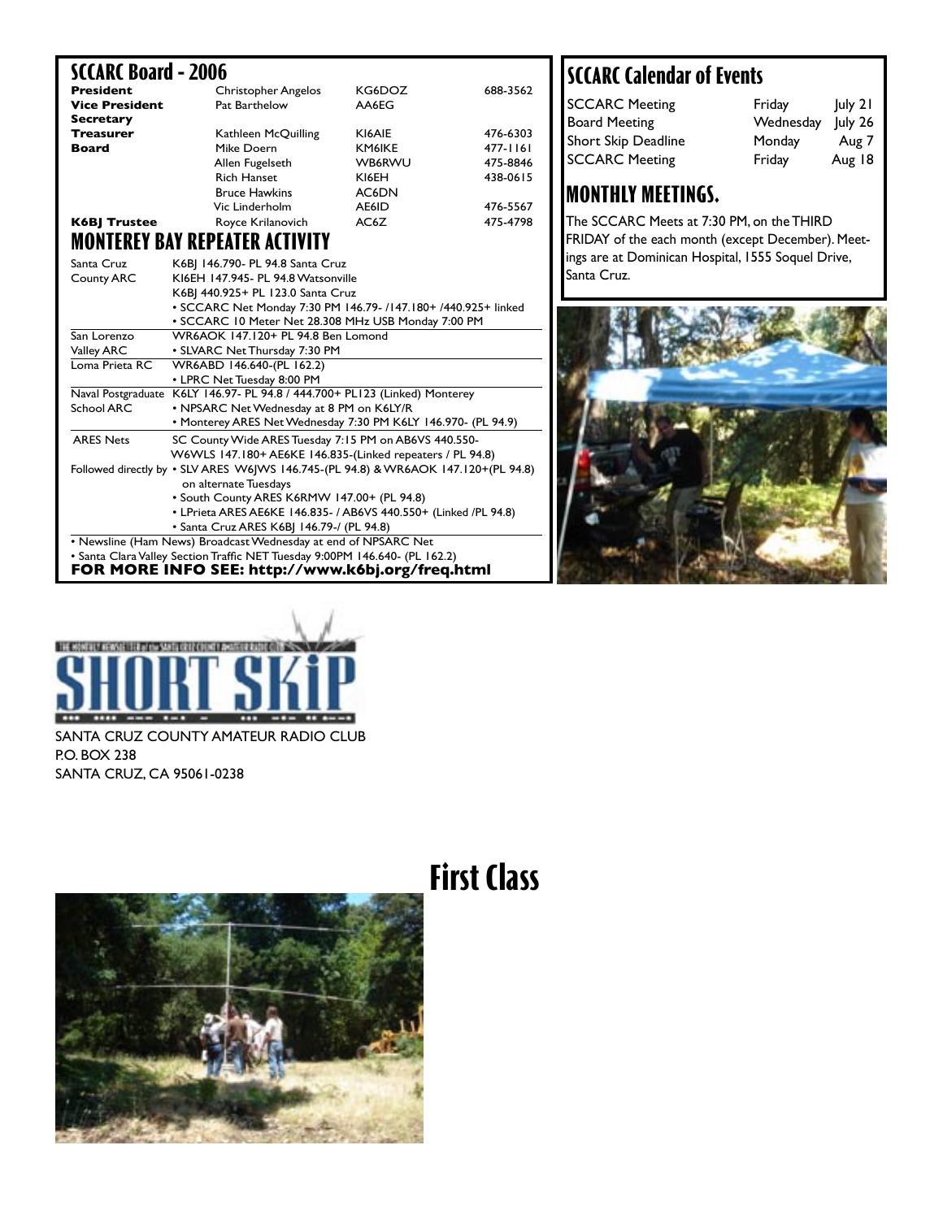## SCCARC Board - 2006

| | | | |
|---|---|---|---|
| **President** | Christopher Angelos | KG6DOZ | 688-3562 |
| **Vice President** | Pat Barthelow | AA6EG | |
| **Secretary** | | | |
| **Treasurer** | Kathleen McQuilling | KI6AIE | 476-6303 |
| **Board** | Mike Doern | KM6IKE | 477-1161 |
| | Allen Fugelseth | WB6RWU | 475-8846 |
| | Rich Hanset | KI6EH | 438-0615 |
| | Bruce Hawkins | AC6DN | |
| | Vic Linderholm | AE6ID | 476-5567 |
| **K6BJ Trustee** | Royce Krilanovich | AC6Z | 475-4798 |

## MONTEREY BAY REPEATER ACTIVITY

| | |
|---|---|
| Santa Cruz County ARC | K6BJ 146.790- PL 94.8 Santa Cruz<br>KI6EH 147.945- PL 94.8 Watsonville<br>K6BJ 440.925+ PL 123.0 Santa Cruz<br>• SCCARC Net Monday 7:30 PM 146.79- /147.180+ /440.925+ linked<br>• SCCARC 10 Meter Net 28.308 MHz USB Monday 7:00 PM |
| San Lorenzo Valley ARC | WR6AOK 147.120+ PL 94.8 Ben Lomond<br>• SLVARC Net Thursday 7:30 PM |
| Loma Prieta RC | WR6ABD 146.640-(PL 162.2)<br>• LPRC Net Tuesday 8:00 PM |
| Naval Postgraduate School ARC | K6LY 146.97- PL 94.8 / 444.700+ PL123 (Linked) Monterey<br>• NPSARC Net Wednesday at 8 PM on K6LY/R<br>• Monterey ARES Net Wednesday 7:30 PM K6LY 146.970- (PL 94.9) |
| ARES Nets | SC County Wide ARES Tuesday 7:15 PM on AB6VS 440.550-<br>W6WLS 147.180+ AE6KE 146.835-(Linked repeaters / PL 94.8) |
| Followed directly by | • SLV ARES W6JWS 146.745-(PL 94.8) & WR6AOK 147.120+(PL 94.8) on alternate Tuesdays<br>• South County ARES K6RMW 147.00+ (PL 94.8)<br>• LPrieta ARES AE6KE 146.835- / AB6VS 440.550+ (Linked /PL 94.8)<br>• Santa Cruz ARES K6BJ 146.79-/ (PL 94.8) |

• Newsline (Ham News) Broadcast Wednesday at end of NPSARC Net
• Santa Clara Valley Section Traffic NET Tuesday 9:00PM 146.640- (PL 162.2)

**FOR MORE INFO SEE: http://www.k6bj.org/freq.html**

## SCCARC Calendar of Events

| | | |
|---|---|---|
| SCCARC Meeting | Friday | July 21 |
| Board Meeting | Wednesday | July 26 |
| Short Skip Deadline | Monday | Aug 7 |
| SCCARC Meeting | Friday | Aug 18 |

## MONTHLY MEETINGS.

The SCCARC Meets at 7:30 PM, on the THIRD FRIDAY of the each month (except December). Meetings are at Dominican Hospital, 1555 Soquel Drive, Santa Cruz.

THE MONTHLY NEWSLETTER of the SANTA CRUZ COUNTY AMATEUR RADIO CLUB

SHORT SKIP

SANTA CRUZ COUNTY AMATEUR RADIO CLUB
P.O. BOX 238
SANTA CRUZ, CA 95061-0238

# First Class